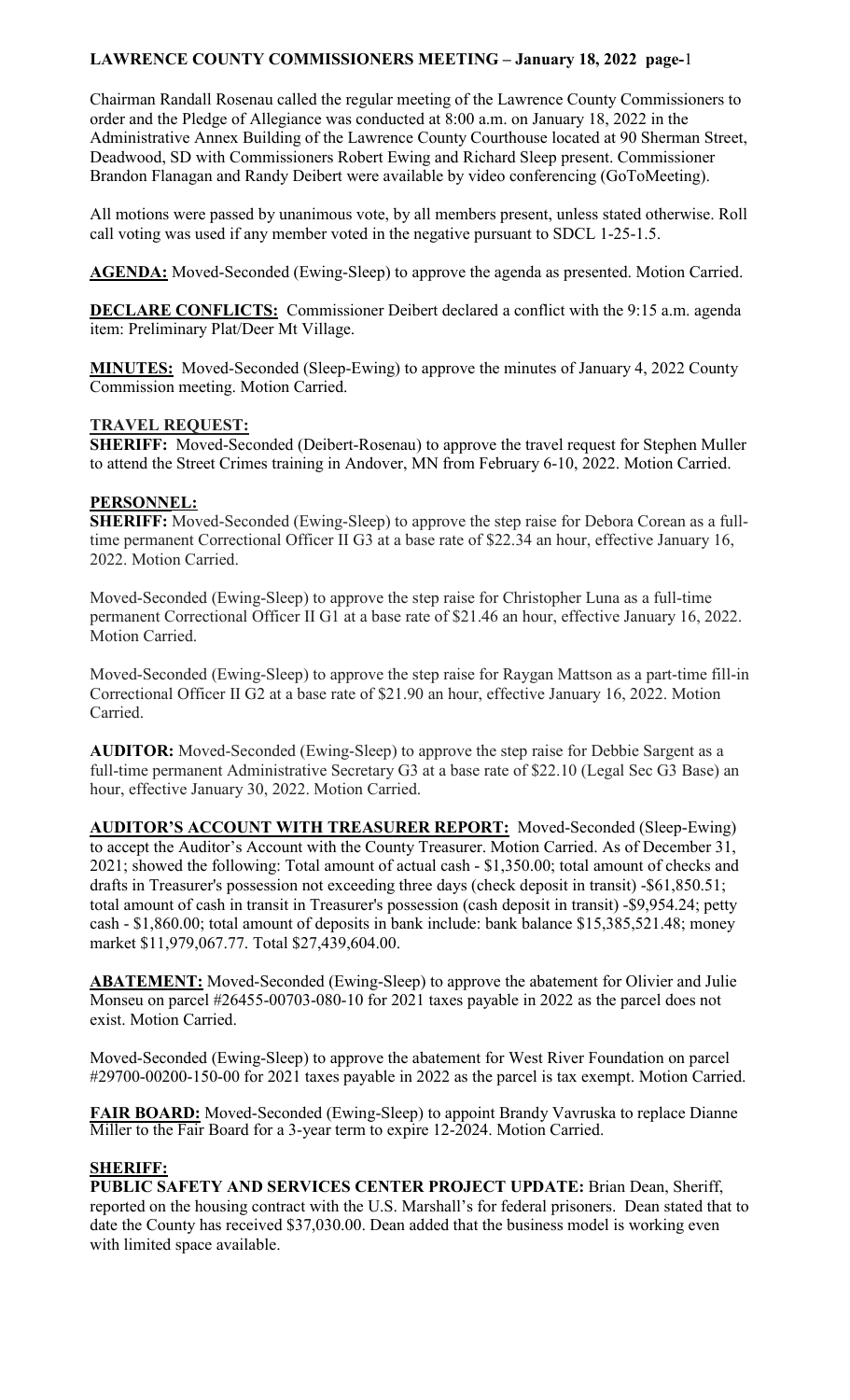# LAWRENCE COUNTY COMMISSIONERS MEETING – January 18, 2022 page-1

Chairman Randall Rosenau called the regular meeting of the Lawrence County Commissioners to order and the Pledge of Allegiance was conducted at 8:00 a.m. on January 18, 2022 in the Administrative Annex Building of the Lawrence County Courthouse located at 90 Sherman Street, Deadwood, SD with Commissioners Robert Ewing and Richard Sleep present. Commissioner Brandon Flanagan and Randy Deibert were available by video conferencing (GoToMeeting).

All motions were passed by unanimous vote, by all members present, unless stated otherwise. Roll call voting was used if any member voted in the negative pursuant to SDCL 1-25-1.5.

**AGENDA:** Moved-Seconded (Ewing-Sleep) to approve the agenda as presented. Motion Carried.

**DECLARE CONFLICTS:** Commissioner Deibert declared a conflict with the 9:15 a.m. agenda item: Preliminary Plat/Deer Mt Village.

**MINUTES:** Moved-Seconded (Sleep-Ewing) to approve the minutes of January 4, 2022 County Commission meeting. Motion Carried.

**TRAVEL REQUEST:**

**SHERIFF:** Moved-Seconded (Deibert-Rosenau) to approve the travel request for Stephen Muller to attend the Street Crimes training in Andover, MN from February 6-10, 2022. Motion Carried.

**PERSONNEL:**

**SHERIFF:** Moved-Seconded (Ewing-Sleep) to approve the step raise for Debora Corean as a full-time permanent Correctional Officer II G3 at a base rate of $22.34 an hour, effective January 16, 2022. Motion Carried.

Moved-Seconded (Ewing-Sleep) to approve the step raise for Christopher Luna as a full-time permanent Correctional Officer II G1 at a base rate of $21.46 an hour, effective January 16, 2022. Motion Carried.

Moved-Seconded (Ewing-Sleep) to approve the step raise for Raygan Mattson as a part-time fill-in Correctional Officer II G2 at a base rate of $21.90 an hour, effective January 16, 2022. Motion Carried.

**AUDITOR:** Moved-Seconded (Ewing-Sleep) to approve the step raise for Debbie Sargent as a full-time permanent Administrative Secretary G3 at a base rate of $22.10 (Legal Sec G3 Base) an hour, effective January 30, 2022. Motion Carried.

**AUDITOR'S ACCOUNT WITH TREASURER REPORT:** Moved-Seconded (Sleep-Ewing) to accept the Auditor's Account with the County Treasurer. Motion Carried. As of December 31, 2021; showed the following: Total amount of actual cash - $1,350.00; total amount of checks and drafts in Treasurer's possession not exceeding three days (check deposit in transit) -$61,850.51; total amount of cash in transit in Treasurer's possession (cash deposit in transit) -$9,954.24; petty cash - $1,860.00; total amount of deposits in bank include: bank balance $15,385,521.48; money market $11,979,067.77. Total $27,439,604.00.

**ABATEMENT:** Moved-Seconded (Ewing-Sleep) to approve the abatement for Olivier and Julie Monseu on parcel #26455-00703-080-10 for 2021 taxes payable in 2022 as the parcel does not exist. Motion Carried.

Moved-Seconded (Ewing-Sleep) to approve the abatement for West River Foundation on parcel #29700-00200-150-00 for 2021 taxes payable in 2022 as the parcel is tax exempt. Motion Carried.

**FAIR BOARD:** Moved-Seconded (Ewing-Sleep) to appoint Brandy Vavruska to replace Dianne Miller to the Fair Board for a 3-year term to expire 12-2024. Motion Carried.

**SHERIFF:**

**PUBLIC SAFETY AND SERVICES CENTER PROJECT UPDATE:** Brian Dean, Sheriff, reported on the housing contract with the U.S. Marshall's for federal prisoners. Dean stated that to date the County has received $37,030.00. Dean added that the business model is working even with limited space available.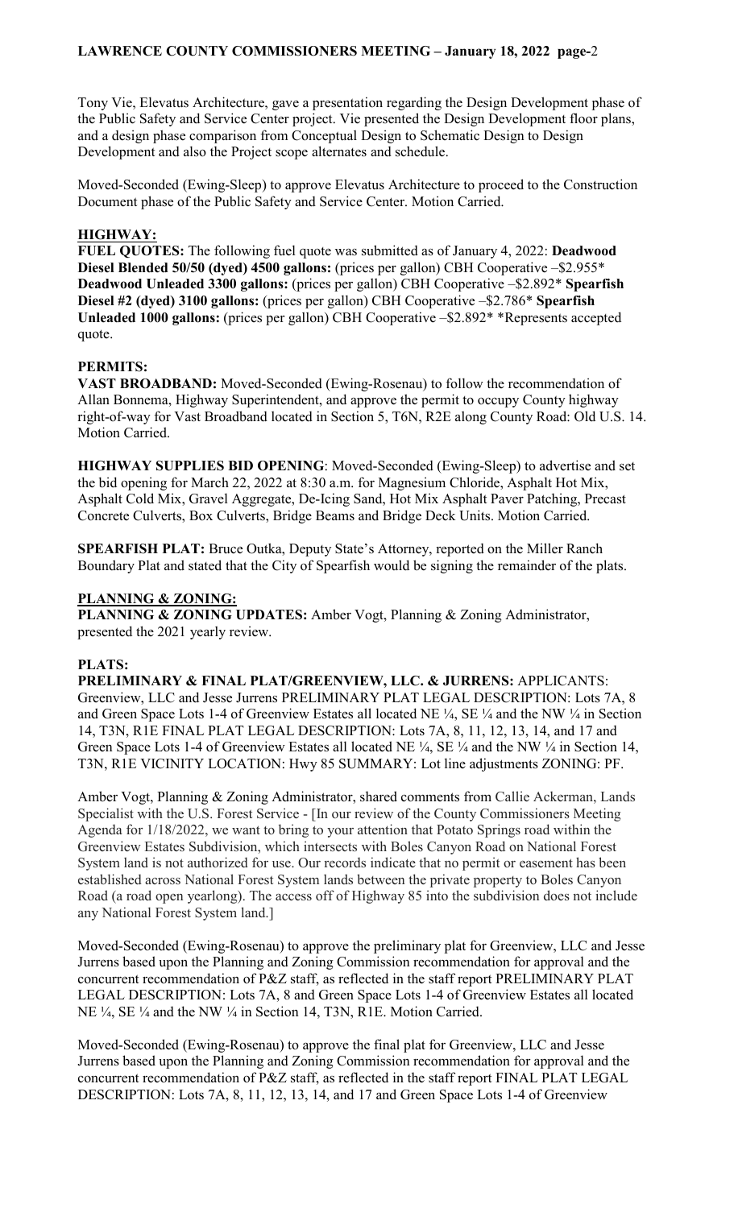Tony Vie, Elevatus Architecture, gave a presentation regarding the Design Development phase of the Public Safety and Service Center project. Vie presented the Design Development floor plans, and a design phase comparison from Conceptual Design to Schematic Design to Design Development and also the Project scope alternates and schedule.

Moved-Seconded (Ewing-Sleep) to approve Elevatus Architecture to proceed to the Construction Document phase of the Public Safety and Service Center. Motion Carried.

## HIGHWAY:

**FUEL QUOTES:** The following fuel quote was submitted as of January 4, 2022: **Deadwood Diesel Blended 50/50 (dyed) 4500 gallons:** (prices per gallon) CBH Cooperative –$2.955* **Deadwood Unleaded 3300 gallons:** (prices per gallon) CBH Cooperative –$2.892* **Spearfish Diesel #2 (dyed) 3100 gallons:** (prices per gallon) CBH Cooperative –$2.786* **Spearfish Unleaded 1000 gallons:** (prices per gallon) CBH Cooperative –$2.892* *Represents accepted quote.

**PERMITS:**

**VAST BROADBAND:** Moved-Seconded (Ewing-Rosenau) to follow the recommendation of Allan Bonnema, Highway Superintendent, and approve the permit to occupy County highway right-of-way for Vast Broadband located in Section 5, T6N, R2E along County Road: Old U.S. 14. Motion Carried.

**HIGHWAY SUPPLIES BID OPENING**: Moved-Seconded (Ewing-Sleep) to advertise and set the bid opening for March 22, 2022 at 8:30 a.m. for Magnesium Chloride, Asphalt Hot Mix, Asphalt Cold Mix, Gravel Aggregate, De-Icing Sand, Hot Mix Asphalt Paver Patching, Precast Concrete Culverts, Box Culverts, Bridge Beams and Bridge Deck Units. Motion Carried.

**SPEARFISH PLAT:** Bruce Outka, Deputy State's Attorney, reported on the Miller Ranch Boundary Plat and stated that the City of Spearfish would be signing the remainder of the plats.

## PLANNING & ZONING:

**PLANNING & ZONING UPDATES:** Amber Vogt, Planning & Zoning Administrator, presented the 2021 yearly review.

**PLATS:**

**PRELIMINARY & FINAL PLAT/GREENVIEW, LLC. & JURRENS:** APPLICANTS: Greenview, LLC and Jesse Jurrens PRELIMINARY PLAT LEGAL DESCRIPTION: Lots 7A, 8 and Green Space Lots 1-4 of Greenview Estates all located NE ¼, SE ¼ and the NW ¼ in Section 14, T3N, R1E FINAL PLAT LEGAL DESCRIPTION: Lots 7A, 8, 11, 12, 13, 14, and 17 and Green Space Lots 1-4 of Greenview Estates all located NE ¼, SE ¼ and the NW ¼ in Section 14, T3N, R1E VICINITY LOCATION: Hwy 85 SUMMARY: Lot line adjustments ZONING: PF.

Amber Vogt, Planning & Zoning Administrator, shared comments from Callie Ackerman, Lands Specialist with the U.S. Forest Service - [In our review of the County Commissioners Meeting Agenda for 1/18/2022, we want to bring to your attention that Potato Springs road within the Greenview Estates Subdivision, which intersects with Boles Canyon Road on National Forest System land is not authorized for use. Our records indicate that no permit or easement has been established across National Forest System lands between the private property to Boles Canyon Road (a road open yearlong). The access off of Highway 85 into the subdivision does not include any National Forest System land.]

Moved-Seconded (Ewing-Rosenau) to approve the preliminary plat for Greenview, LLC and Jesse Jurrens based upon the Planning and Zoning Commission recommendation for approval and the concurrent recommendation of P&Z staff, as reflected in the staff report PRELIMINARY PLAT LEGAL DESCRIPTION: Lots 7A, 8 and Green Space Lots 1-4 of Greenview Estates all located NE ¼, SE ¼ and the NW ¼ in Section 14, T3N, R1E. Motion Carried.

Moved-Seconded (Ewing-Rosenau) to approve the final plat for Greenview, LLC and Jesse Jurrens based upon the Planning and Zoning Commission recommendation for approval and the concurrent recommendation of P&Z staff, as reflected in the staff report FINAL PLAT LEGAL DESCRIPTION: Lots 7A, 8, 11, 12, 13, 14, and 17 and Green Space Lots 1-4 of Greenview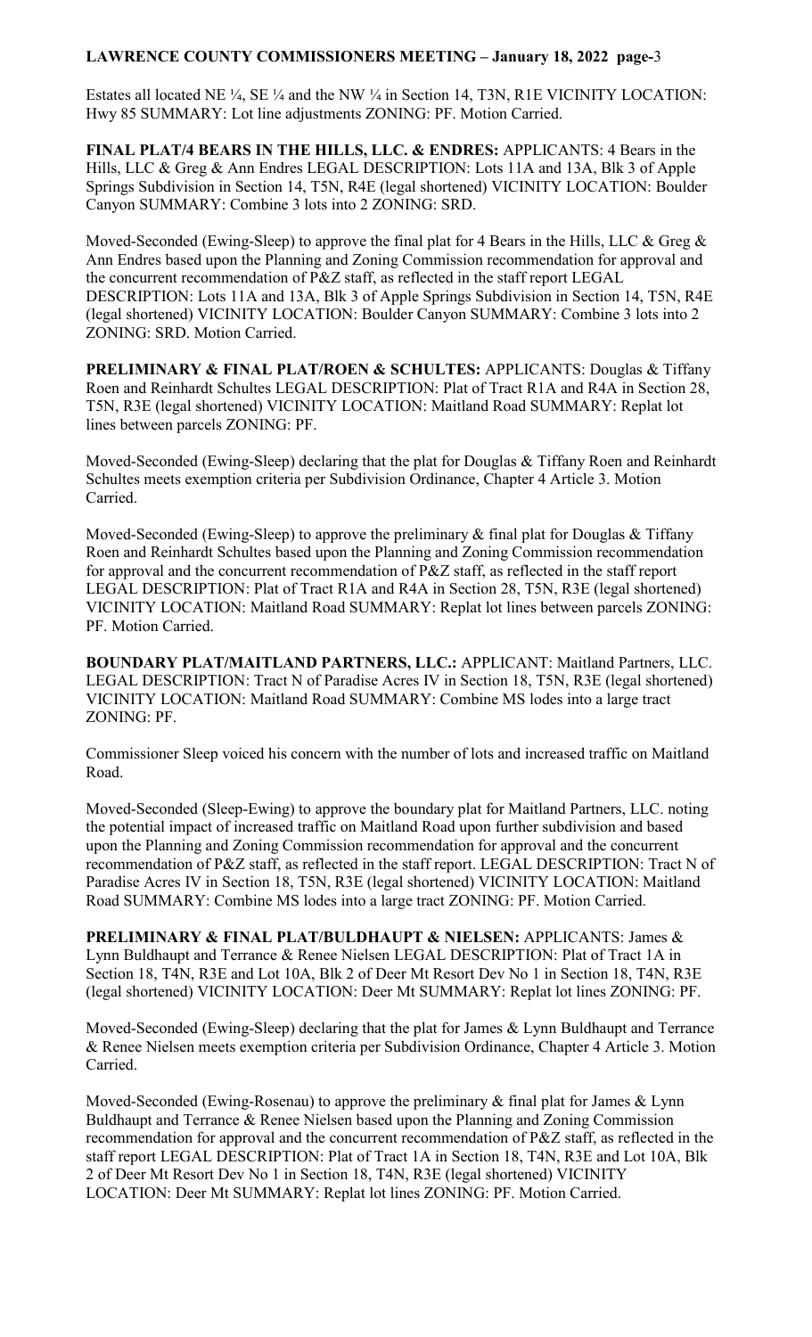Estates all located NE ¼, SE ¼ and the NW ¼ in Section 14, T3N, R1E VICINITY LOCATION: Hwy 85 SUMMARY: Lot line adjustments ZONING: PF. Motion Carried.

**FINAL PLAT/4 BEARS IN THE HILLS, LLC. & ENDRES:** APPLICANTS: 4 Bears in the Hills, LLC & Greg & Ann Endres LEGAL DESCRIPTION: Lots 11A and 13A, Blk 3 of Apple Springs Subdivision in Section 14, T5N, R4E (legal shortened) VICINITY LOCATION: Boulder Canyon SUMMARY: Combine 3 lots into 2 ZONING: SRD.

Moved-Seconded (Ewing-Sleep) to approve the final plat for 4 Bears in the Hills, LLC & Greg & Ann Endres based upon the Planning and Zoning Commission recommendation for approval and the concurrent recommendation of P&Z staff, as reflected in the staff report LEGAL DESCRIPTION: Lots 11A and 13A, Blk 3 of Apple Springs Subdivision in Section 14, T5N, R4E (legal shortened) VICINITY LOCATION: Boulder Canyon SUMMARY: Combine 3 lots into 2 ZONING: SRD. Motion Carried.

**PRELIMINARY & FINAL PLAT/ROEN & SCHULTES:** APPLICANTS: Douglas & Tiffany Roen and Reinhardt Schultes LEGAL DESCRIPTION: Plat of Tract R1A and R4A in Section 28, T5N, R3E (legal shortened) VICINITY LOCATION: Maitland Road SUMMARY: Replat lot lines between parcels ZONING: PF.

Moved-Seconded (Ewing-Sleep) declaring that the plat for Douglas & Tiffany Roen and Reinhardt Schultes meets exemption criteria per Subdivision Ordinance, Chapter 4 Article 3. Motion Carried.

Moved-Seconded (Ewing-Sleep) to approve the preliminary & final plat for Douglas & Tiffany Roen and Reinhardt Schultes based upon the Planning and Zoning Commission recommendation for approval and the concurrent recommendation of P&Z staff, as reflected in the staff report LEGAL DESCRIPTION: Plat of Tract R1A and R4A in Section 28, T5N, R3E (legal shortened) VICINITY LOCATION: Maitland Road SUMMARY: Replat lot lines between parcels ZONING: PF. Motion Carried.

**BOUNDARY PLAT/MAITLAND PARTNERS, LLC.:** APPLICANT: Maitland Partners, LLC. LEGAL DESCRIPTION: Tract N of Paradise Acres IV in Section 18, T5N, R3E (legal shortened) VICINITY LOCATION: Maitland Road SUMMARY: Combine MS lodes into a large tract ZONING: PF.

Commissioner Sleep voiced his concern with the number of lots and increased traffic on Maitland Road.

Moved-Seconded (Sleep-Ewing) to approve the boundary plat for Maitland Partners, LLC. noting the potential impact of increased traffic on Maitland Road upon further subdivision and based upon the Planning and Zoning Commission recommendation for approval and the concurrent recommendation of P&Z staff, as reflected in the staff report. LEGAL DESCRIPTION: Tract N of Paradise Acres IV in Section 18, T5N, R3E (legal shortened) VICINITY LOCATION: Maitland Road SUMMARY: Combine MS lodes into a large tract ZONING: PF. Motion Carried.

**PRELIMINARY & FINAL PLAT/BULDHAUPT & NIELSEN:** APPLICANTS: James & Lynn Buldhaupt and Terrance & Renee Nielsen LEGAL DESCRIPTION: Plat of Tract 1A in Section 18, T4N, R3E and Lot 10A, Blk 2 of Deer Mt Resort Dev No 1 in Section 18, T4N, R3E (legal shortened) VICINITY LOCATION: Deer Mt SUMMARY: Replat lot lines ZONING: PF.

Moved-Seconded (Ewing-Sleep) declaring that the plat for James & Lynn Buldhaupt and Terrance & Renee Nielsen meets exemption criteria per Subdivision Ordinance, Chapter 4 Article 3. Motion Carried.

Moved-Seconded (Ewing-Rosenau) to approve the preliminary & final plat for James & Lynn Buldhaupt and Terrance & Renee Nielsen based upon the Planning and Zoning Commission recommendation for approval and the concurrent recommendation of P&Z staff, as reflected in the staff report LEGAL DESCRIPTION: Plat of Tract 1A in Section 18, T4N, R3E and Lot 10A, Blk 2 of Deer Mt Resort Dev No 1 in Section 18, T4N, R3E (legal shortened) VICINITY LOCATION: Deer Mt SUMMARY: Replat lot lines ZONING: PF. Motion Carried.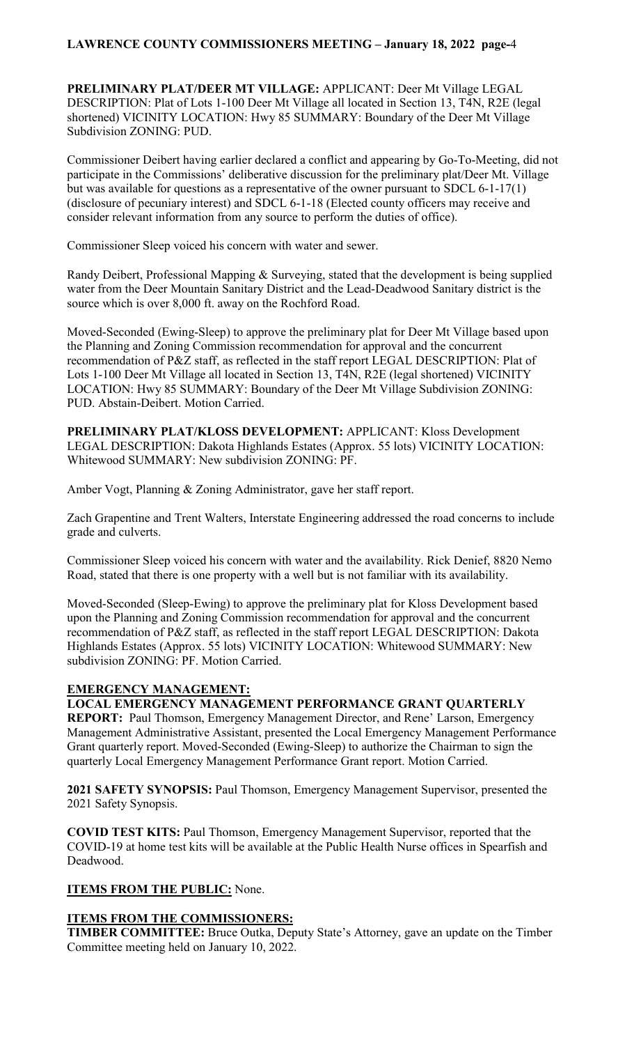**PRELIMINARY PLAT/DEER MT VILLAGE:** APPLICANT: Deer Mt Village LEGAL DESCRIPTION: Plat of Lots 1-100 Deer Mt Village all located in Section 13, T4N, R2E (legal shortened) VICINITY LOCATION: Hwy 85 SUMMARY: Boundary of the Deer Mt Village Subdivision ZONING: PUD.

Commissioner Deibert having earlier declared a conflict and appearing by Go-To-Meeting, did not participate in the Commissions' deliberative discussion for the preliminary plat/Deer Mt. Village but was available for questions as a representative of the owner pursuant to SDCL 6-1-17(1) (disclosure of pecuniary interest) and SDCL 6-1-18 (Elected county officers may receive and consider relevant information from any source to perform the duties of office).

Commissioner Sleep voiced his concern with water and sewer.

Randy Deibert, Professional Mapping & Surveying, stated that the development is being supplied water from the Deer Mountain Sanitary District and the Lead-Deadwood Sanitary district is the source which is over 8,000 ft. away on the Rochford Road.

Moved-Seconded (Ewing-Sleep) to approve the preliminary plat for Deer Mt Village based upon the Planning and Zoning Commission recommendation for approval and the concurrent recommendation of P&Z staff, as reflected in the staff report LEGAL DESCRIPTION: Plat of Lots 1-100 Deer Mt Village all located in Section 13, T4N, R2E (legal shortened) VICINITY LOCATION: Hwy 85 SUMMARY: Boundary of the Deer Mt Village Subdivision ZONING: PUD. Abstain-Deibert. Motion Carried.

**PRELIMINARY PLAT/KLOSS DEVELOPMENT:** APPLICANT: Kloss Development LEGAL DESCRIPTION: Dakota Highlands Estates (Approx. 55 lots) VICINITY LOCATION: Whitewood SUMMARY: New subdivision ZONING: PF.

Amber Vogt, Planning & Zoning Administrator, gave her staff report.

Zach Grapentine and Trent Walters, Interstate Engineering addressed the road concerns to include grade and culverts.

Commissioner Sleep voiced his concern with water and the availability. Rick Denief, 8820 Nemo Road, stated that there is one property with a well but is not familiar with its availability.

Moved-Seconded (Sleep-Ewing) to approve the preliminary plat for Kloss Development based upon the Planning and Zoning Commission recommendation for approval and the concurrent recommendation of P&Z staff, as reflected in the staff report LEGAL DESCRIPTION: Dakota Highlands Estates (Approx. 55 lots) VICINITY LOCATION: Whitewood SUMMARY: New subdivision ZONING: PF. Motion Carried.

**EMERGENCY MANAGEMENT:**

**LOCAL EMERGENCY MANAGEMENT PERFORMANCE GRANT QUARTERLY REPORT:** Paul Thomson, Emergency Management Director, and Rene' Larson, Emergency Management Administrative Assistant, presented the Local Emergency Management Performance Grant quarterly report. Moved-Seconded (Ewing-Sleep) to authorize the Chairman to sign the quarterly Local Emergency Management Performance Grant report. Motion Carried.

**2021 SAFETY SYNOPSIS:** Paul Thomson, Emergency Management Supervisor, presented the 2021 Safety Synopsis.

**COVID TEST KITS:** Paul Thomson, Emergency Management Supervisor, reported that the COVID-19 at home test kits will be available at the Public Health Nurse offices in Spearfish and Deadwood.

**ITEMS FROM THE PUBLIC:** None.

**ITEMS FROM THE COMMISSIONERS:**

**TIMBER COMMITTEE:** Bruce Outka, Deputy State's Attorney, gave an update on the Timber Committee meeting held on January 10, 2022.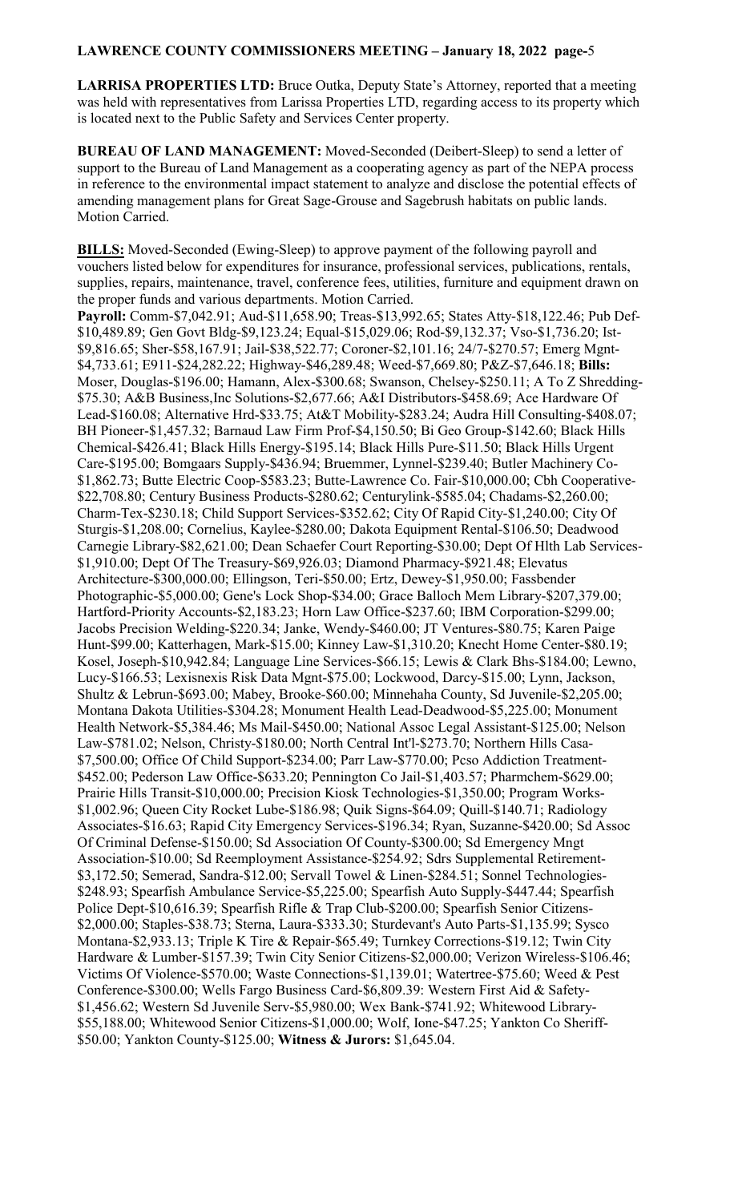**LARRISA PROPERTIES LTD:** Bruce Outka, Deputy State's Attorney, reported that a meeting was held with representatives from Larissa Properties LTD, regarding access to its property which is located next to the Public Safety and Services Center property.

**BUREAU OF LAND MANAGEMENT:** Moved-Seconded (Deibert-Sleep) to send a letter of support to the Bureau of Land Management as a cooperating agency as part of the NEPA process in reference to the environmental impact statement to analyze and disclose the potential effects of amending management plans for Great Sage-Grouse and Sagebrush habitats on public lands. Motion Carried.

**BILLS:** Moved-Seconded (Ewing-Sleep) to approve payment of the following payroll and vouchers listed below for expenditures for insurance, professional services, publications, rentals, supplies, repairs, maintenance, travel, conference fees, utilities, furniture and equipment drawn on the proper funds and various departments. Motion Carried.

**Payroll:** Comm-$7,042.91; Aud-$11,658.90; Treas-$13,992.65; States Atty-$18,122.46; Pub Def-$10,489.89; Gen Govt Bldg-$9,123.24; Equal-$15,029.06; Rod-$9,132.37; Vso-$1,736.20; Ist-$9,816.65; Sher-$58,167.91; Jail-$38,522.77; Coroner-$2,101.16; 24/7-$270.57; Emerg Mgnt-$4,733.61; E911-$24,282.22; Highway-$46,289.48; Weed-$7,669.80; P&Z-$7,646.18; **Bills:** Moser, Douglas-$196.00; Hamann, Alex-$300.68; Swanson, Chelsey-$250.11; A To Z Shredding-$75.30; A&B Business,Inc Solutions-$2,677.66; A&I Distributors-$458.69; Ace Hardware Of Lead-$160.08; Alternative Hrd-$33.75; At&T Mobility-$283.24; Audra Hill Consulting-$408.07; BH Pioneer-$1,457.32; Barnaud Law Firm Prof-$4,150.50; Bi Geo Group-$142.60; Black Hills Chemical-$426.41; Black Hills Energy-$195.14; Black Hills Pure-$11.50; Black Hills Urgent Care-$195.00; Bomgaars Supply-$436.94; Bruemmer, Lynnel-$239.40; Butler Machinery Co-$1,862.73; Butte Electric Coop-$583.23; Butte-Lawrence Co. Fair-$10,000.00; Cbh Cooperative-$22,708.80; Century Business Products-$280.62; Centurylink-$585.04; Chadams-$2,260.00; Charm-Tex-$230.18; Child Support Services-$352.62; City Of Rapid City-$1,240.00; City Of Sturgis-$1,208.00; Cornelius, Kaylee-$280.00; Dakota Equipment Rental-$106.50; Deadwood Carnegie Library-$82,621.00; Dean Schaefer Court Reporting-$30.00; Dept Of Hlth Lab Services-$1,910.00; Dept Of The Treasury-$69,926.03; Diamond Pharmacy-$921.48; Elevatus Architecture-$300,000.00; Ellingson, Teri-$50.00; Ertz, Dewey-$1,950.00; Fassbender Photographic-$5,000.00; Gene's Lock Shop-$34.00; Grace Balloch Mem Library-$207,379.00; Hartford-Priority Accounts-$2,183.23; Horn Law Office-$237.60; IBM Corporation-$299.00; Jacobs Precision Welding-$220.34; Janke, Wendy-$460.00; JT Ventures-$80.75; Karen Paige Hunt-$99.00; Katterhagen, Mark-$15.00; Kinney Law-$1,310.20; Knecht Home Center-$80.19; Kosel, Joseph-$10,942.84; Language Line Services-$66.15; Lewis & Clark Bhs-$184.00; Lewno, Lucy-$166.53; Lexisnexis Risk Data Mgnt-$75.00; Lockwood, Darcy-$15.00; Lynn, Jackson, Shultz & Lebrun-$693.00; Mabey, Brooke-$60.00; Minnehaha County, Sd Juvenile-$2,205.00; Montana Dakota Utilities-$304.28; Monument Health Lead-Deadwood-$5,225.00; Monument Health Network-$5,384.46; Ms Mail-$450.00; National Assoc Legal Assistant-$125.00; Nelson Law-$781.02; Nelson, Christy-$180.00; North Central Int'l-$273.70; Northern Hills Casa-$7,500.00; Office Of Child Support-$234.00; Parr Law-$770.00; Pcso Addiction Treatment-$452.00; Pederson Law Office-$633.20; Pennington Co Jail-$1,403.57; Pharmchem-$629.00; Prairie Hills Transit-$10,000.00; Precision Kiosk Technologies-$1,350.00; Program Works-$1,002.96; Queen City Rocket Lube-$186.98; Quik Signs-$64.09; Quill-$140.71; Radiology Associates-$16.63; Rapid City Emergency Services-$196.34; Ryan, Suzanne-$420.00; Sd Assoc Of Criminal Defense-$150.00; Sd Association Of County-$300.00; Sd Emergency Mngt Association-$10.00; Sd Reemployment Assistance-$254.92; Sdrs Supplemental Retirement-$3,172.50; Semerad, Sandra-$12.00; Servall Towel & Linen-$284.51; Sonnel Technologies-$248.93; Spearfish Ambulance Service-$5,225.00; Spearfish Auto Supply-$447.44; Spearfish Police Dept-$10,616.39; Spearfish Rifle & Trap Club-$200.00; Spearfish Senior Citizens-$2,000.00; Staples-$38.73; Sterna, Laura-$333.30; Sturdevant's Auto Parts-$1,135.99; Sysco Montana-$2,933.13; Triple K Tire & Repair-$65.49; Turnkey Corrections-$19.12; Twin City Hardware & Lumber-$157.39; Twin City Senior Citizens-$2,000.00; Verizon Wireless-$106.46; Victims Of Violence-$570.00; Waste Connections-$1,139.01; Watertree-$75.60; Weed & Pest Conference-$300.00; Wells Fargo Business Card-$6,809.39: Western First Aid & Safety-$1,456.62; Western Sd Juvenile Serv-$5,980.00; Wex Bank-$741.92; Whitewood Library-$55,188.00; Whitewood Senior Citizens-$1,000.00; Wolf, Ione-$47.25; Yankton Co Sheriff-$50.00; Yankton County-$125.00; **Witness & Jurors:** $1,645.04.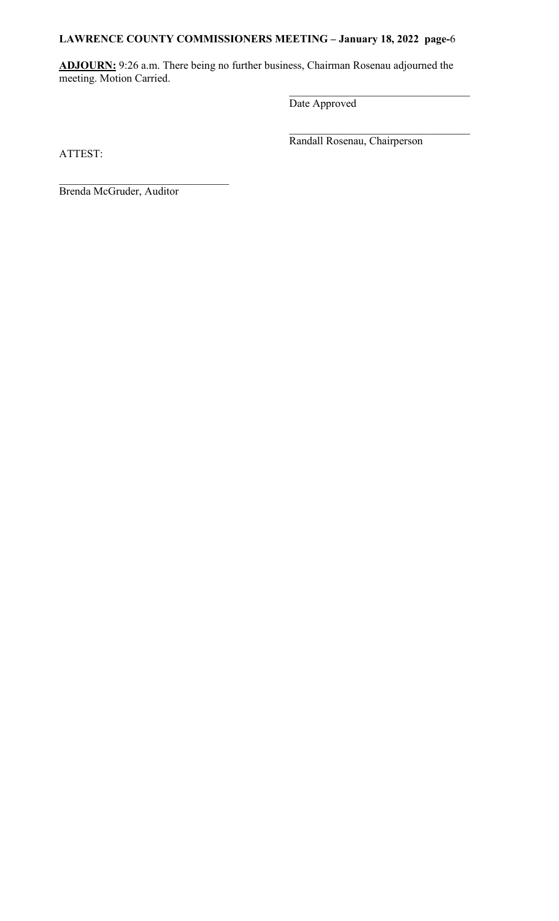**ADJOURN:** 9:26 a.m. There being no further business, Chairman Rosenau adjourned the meeting. Motion Carried.

\_\_\_\_\_\_\_\_\_\_\_\_\_\_\_\_\_\_\_\_\_\_\_\_\_\_\_\_\_\_\_\_

Date Approved

\_\_\_\_\_\_\_\_\_\_\_\_\_\_\_\_\_\_\_\_\_\_\_\_\_\_\_\_\_\_\_\_

Randall Rosenau, Chairperson

ATTEST:

\_\_\_\_\_\_\_\_\_\_\_\_\_\_\_\_\_\_\_\_\_\_\_\_\_\_\_\_\_\_\_\_

Brenda McGruder, Auditor